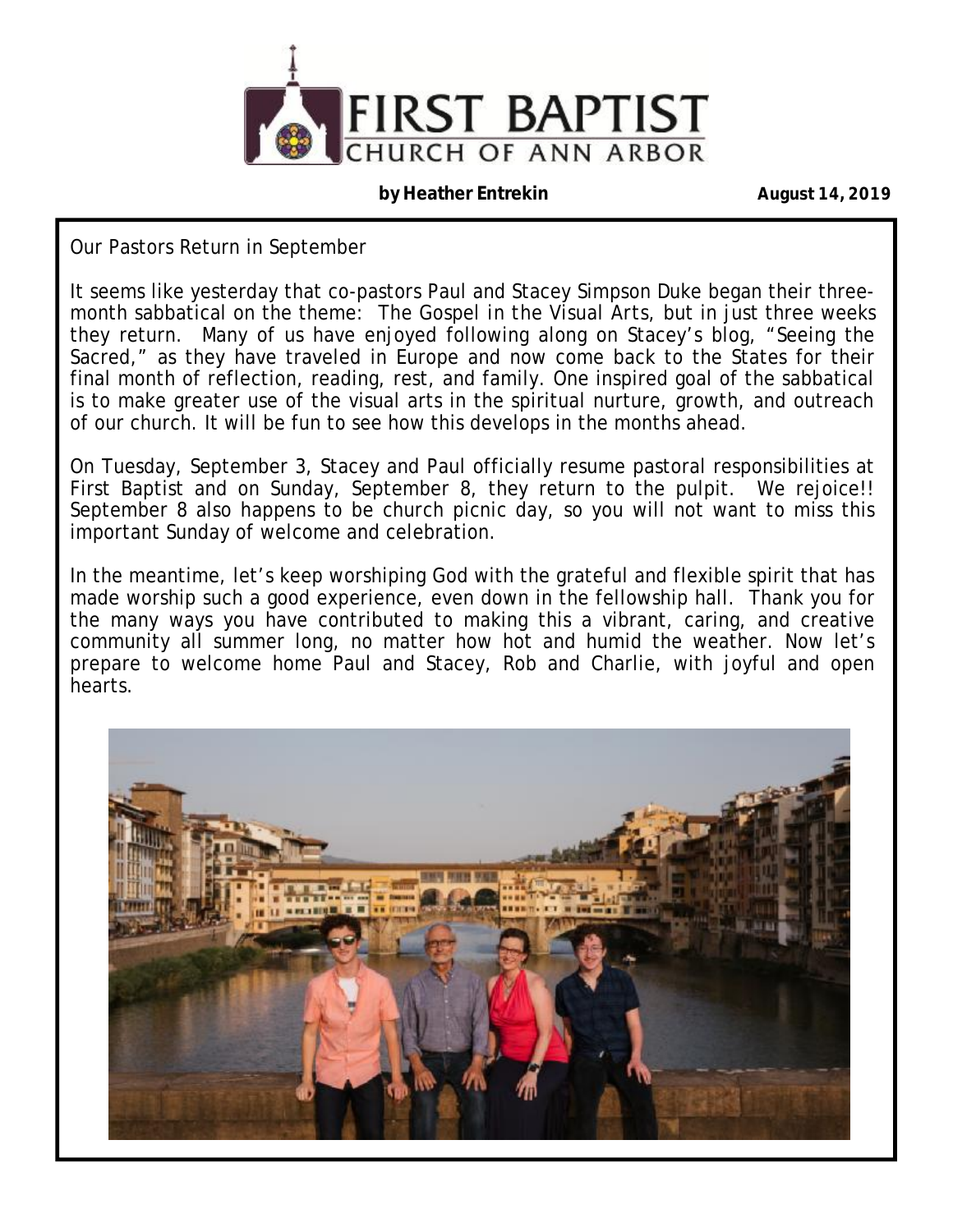# FIRST BAPTIST
## CHURCH OF ANN ARBOR

**by Heather Entrekin** **August 14, 2019**

Our Pastors Return in September

It seems like yesterday that co-pastors Paul and Stacey Simpson Duke began their three-month sabbatical on the theme: The Gospel in the Visual Arts, but in just three weeks they return. Many of us have enjoyed following along on Stacey's blog, "Seeing the Sacred," as they have traveled in Europe and now come back to the States for their final month of reflection, reading, rest, and family. One inspired goal of the sabbatical is to make greater use of the visual arts in the spiritual nurture, growth, and outreach of our church. It will be fun to see how this develops in the months ahead.

On Tuesday, September 3, Stacey and Paul officially resume pastoral responsibilities at First Baptist and on Sunday, September 8, they return to the pulpit. We rejoice!! September 8 also happens to be church picnic day, so you will not want to miss this important Sunday of welcome and celebration.

In the meantime, let's keep worshiping God with the grateful and flexible spirit that has made worship such a good experience, even down in the fellowship hall. Thank you for the many ways you have contributed to making this a vibrant, caring, and creative community all summer long, no matter how hot and humid the weather. Now let's prepare to welcome home Paul and Stacey, Rob and Charlie, with joyful and open hearts.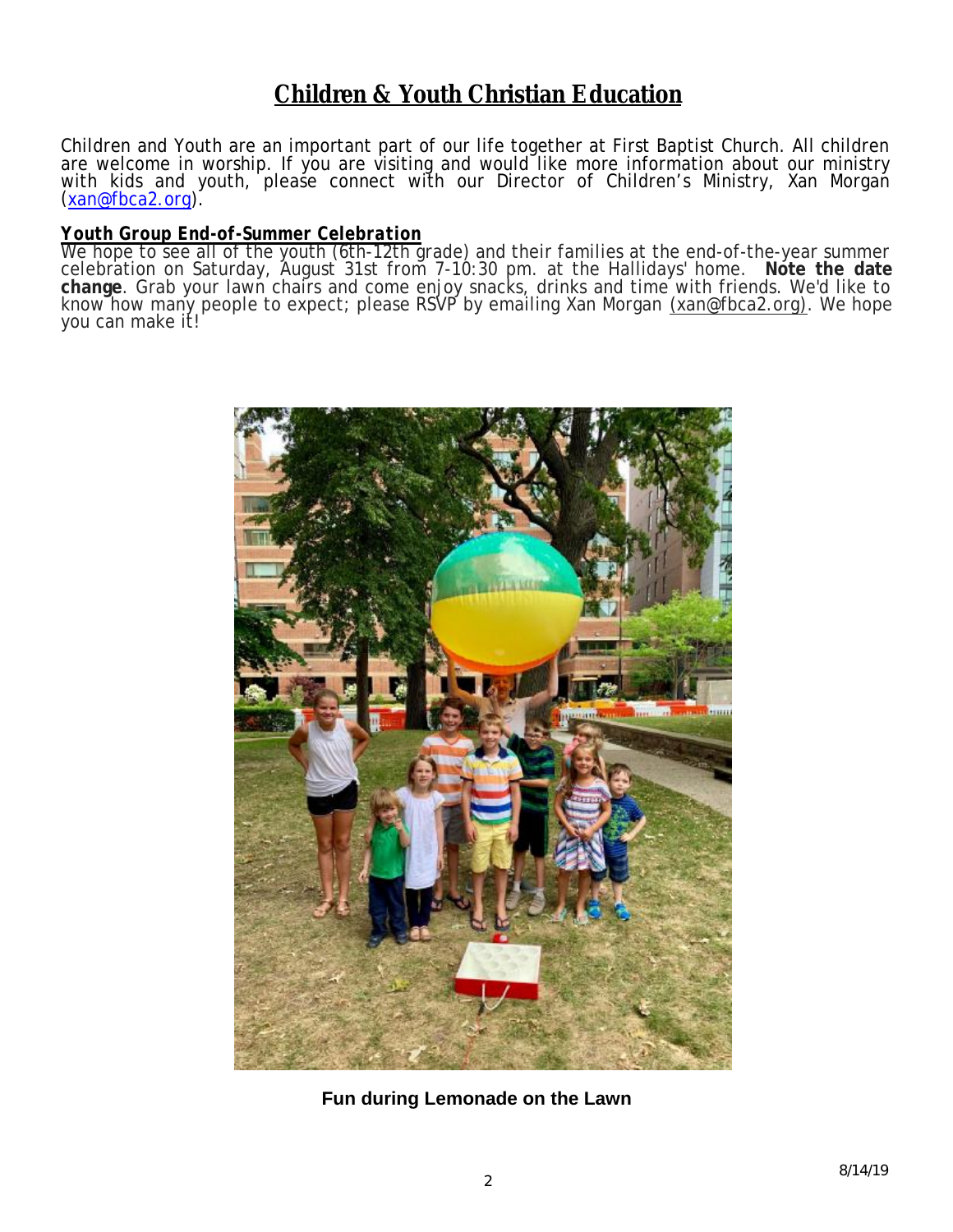# Children & Youth Christian Education

Children and Youth are an important part of our life together at First Baptist Church. All children are welcome in worship. If you are visiting and would like more information about our ministry with kids and youth, please connect with our Director of Children's Ministry, Xan Morgan (xan@fbca2.org).

***Youth Group End-of-Summer Celebration***

We hope to see all of the youth (6th-12th grade) and their families at the end-of-the-year summer celebration on Saturday, August 31st from 7-10:30 pm. at the Hallidays' home. **Note the date change**. Grab your lawn chairs and come enjoy snacks, drinks and time with friends. We'd like to know how many people to expect; please RSVP by emailing Xan Morgan (xan@fbca2.org). We hope you can make it!

**Fun during Lemonade on the Lawn**

8/14/19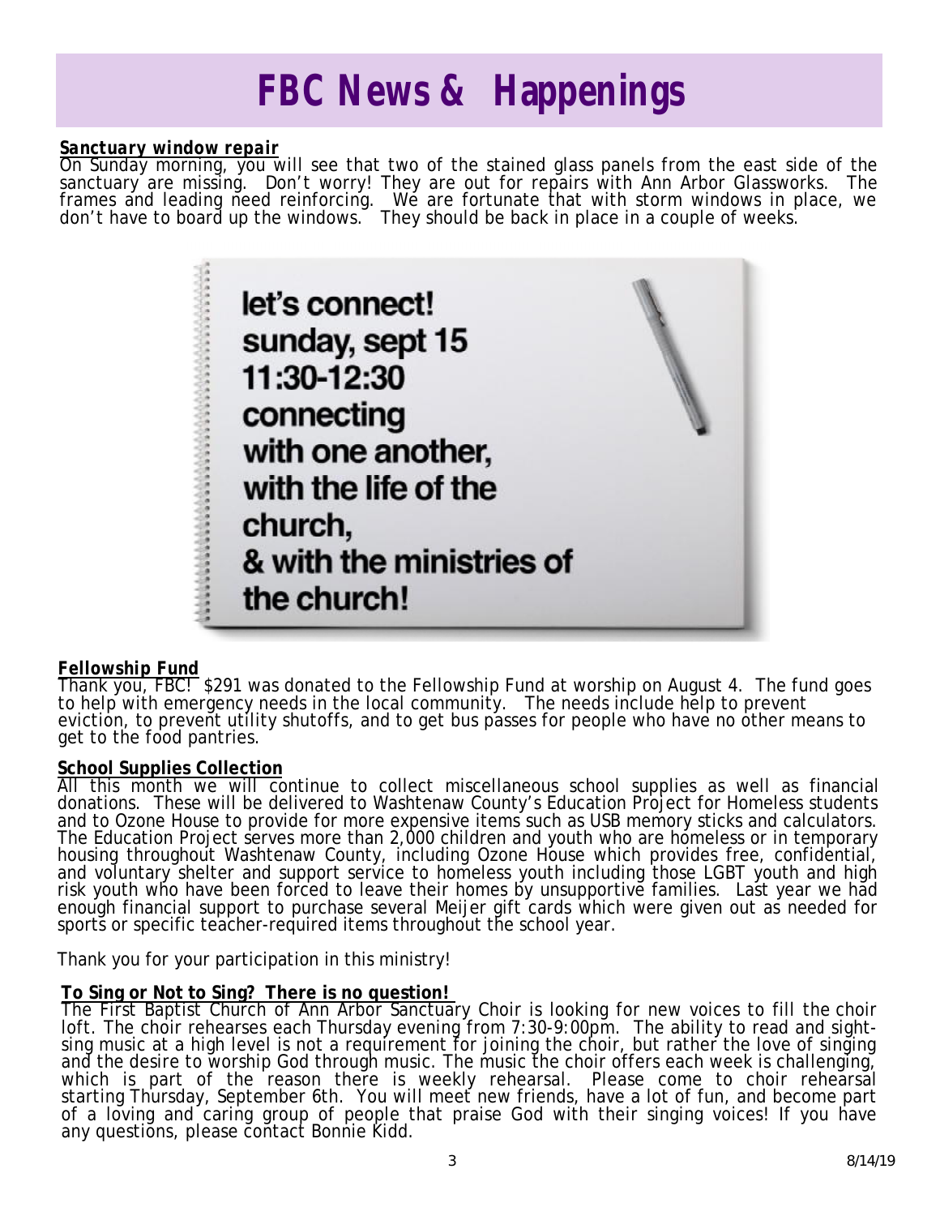# FBC News & Happenings

***Sanctuary window repair***

On Sunday morning, you will see that two of the stained glass panels from the east side of the sanctuary are missing. Don't worry! They are out for repairs with Ann Arbor Glassworks. The frames and leading need reinforcing. We are fortunate that with storm windows in place, we don't have to board up the windows. They should be back in place in a couple of weeks.

let's connect!
sunday, sept 15
11:30-12:30
connecting
with one another,
with the life of the
church,
& with the ministries of
the church!

**Fellowship Fund**

Thank you, FBC! $291 was donated to the Fellowship Fund at worship on August 4. The fund goes to help with emergency needs in the local community. The needs include help to prevent eviction, to prevent utility shutoffs, and to get bus passes for people who have no other means to get to the food pantries.

**School Supplies Collection**

All this month we will continue to collect miscellaneous school supplies as well as financial donations. These will be delivered to Washtenaw County's Education Project for Homeless students and to Ozone House to provide for more expensive items such as USB memory sticks and calculators. The Education Project serves more than 2,000 children and youth who are homeless or in temporary housing throughout Washtenaw County, including Ozone House which provides free, confidential, and voluntary shelter and support service to homeless youth including those LGBT youth and high risk youth who have been forced to leave their homes by unsupportive families. Last year we had enough financial support to purchase several Meijer gift cards which were given out as needed for sports or specific teacher-required items throughout the school year.

Thank you for your participation in this ministry!

**To Sing or Not to Sing? There is no question!**

The First Baptist Church of Ann Arbor Sanctuary Choir is looking for new voices to fill the choir loft. The choir rehearses each Thursday evening from 7:30-9:00pm. The ability to read and sight-sing music at a high level is not a requirement for joining the choir, but rather the love of singing and the desire to worship God through music. The music the choir offers each week is challenging, which is part of the reason there is weekly rehearsal. Please come to choir rehearsal starting Thursday, September 6th. You will meet new friends, have a lot of fun, and become part of a loving and caring group of people that praise God with their singing voices! If you have any questions, please contact Bonnie Kidd.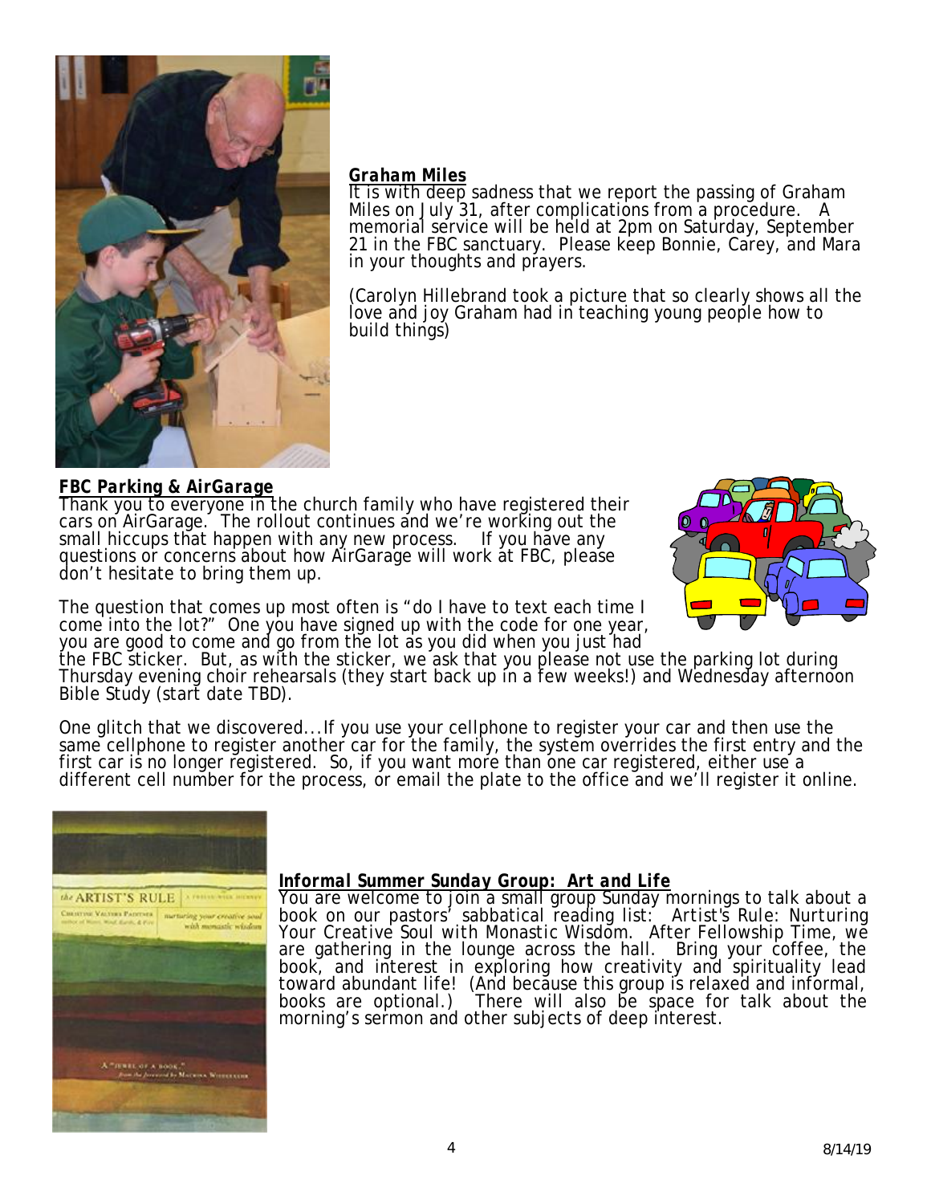### Graham Miles

It is with deep sadness that we report the passing of Graham Miles on July 31, after complications from a procedure. A memorial service will be held at 2pm on Saturday, September 21 in the FBC sanctuary. Please keep Bonnie, Carey, and Mara in your thoughts and prayers.

(Carolyn Hillebrand took a picture that so clearly shows all the love and joy Graham had in teaching young people how to build things)

### FBC Parking & AirGarage

Thank you to everyone in the church family who have registered their cars on AirGarage. The rollout continues and we're working out the small hiccups that happen with any new process. If you have any questions or concerns about how AirGarage will work at FBC, please don't hesitate to bring them up.

The question that comes up most often is "do I have to text each time I come into the lot?" One you have signed up with the code for one year, you are good to come and go from the lot as you did when you just had the FBC sticker. But, as with the sticker, we ask that you please not use the parking lot during Thursday evening choir rehearsals (they start back up in a few weeks!) and Wednesday afternoon Bible Study (start date TBD).

One glitch that we discovered...If you use your cellphone to register your car and then use the same cellphone to register another car for the family, the system overrides the first entry and the first car is no longer registered. So, if you want more than one car registered, either use a different cell number for the process, or email the plate to the office and we'll register it online.

### *Informal Summer Sunday Group: Art and Life*

You are welcome to join a small group Sunday mornings to talk about a book on our pastors' sabbatical reading list: Artist's Rule: Nurturing Your Creative Soul with Monastic Wisdom. After Fellowship Time, we are gathering in the lounge across the hall. Bring your coffee, the book, and interest in exploring how creativity and spirituality lead toward abundant life! (And because this group is relaxed and informal, books are optional.) There will also be space for talk about the morning's sermon and other subjects of deep interest.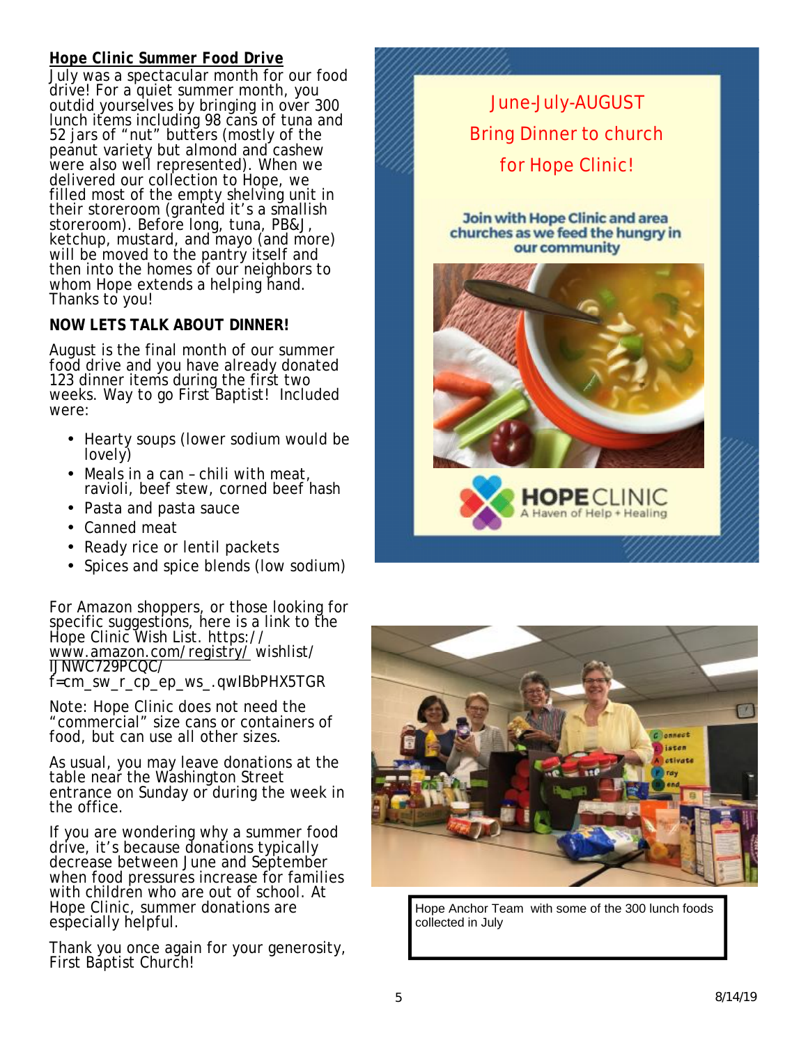## Hope Clinic Summer Food Drive

July was a spectacular month for our food drive! For a quiet summer month, you outdid yourselves by bringing in over 300 lunch items including 98 cans of tuna and 52 jars of "nut" butters (mostly of the peanut variety but almond and cashew were also well represented). When we delivered our collection to Hope, we filled most of the empty shelving unit in their storeroom (granted it's a smallish storeroom). Before long, tuna, PB&J, ketchup, mustard, and mayo (and more) will be moved to the pantry itself and then into the homes of our neighbors to whom Hope extends a helping hand. Thanks to you!

**NOW LETS TALK ABOUT DINNER!**

August is the final month of our summer food drive and you have already donated 123 dinner items during the first two weeks. Way to go First Baptist! Included were:

- Hearty soups (lower sodium would be lovely)
- Meals in a can – chili with meat, ravioli, beef stew, corned beef hash
- Pasta and pasta sauce
- Canned meat
- Ready rice or lentil packets
- Spices and spice blends (low sodium)

For Amazon shoppers, or those looking for specific suggestions, here is a link to the Hope Clinic Wish List. https://www.amazon.com/registry/ wishlist/IJNWC729PCQC/ f=cm_sw_r_cp_ep_ws_.qwIBbPHX5TGR

Note: Hope Clinic does not need the "commercial" size cans or containers of food, but can use all other sizes.

As usual, you may leave donations at the table near the Washington Street entrance on Sunday or during the week in the office.

If you are wondering why a summer food drive, it's because donations typically decrease between June and September when food pressures increase for families with children who are out of school. At Hope Clinic, summer donations are especially helpful.

Thank you once again for your generosity, First Baptist Church!

June-July-AUGUST

Bring Dinner to church

for Hope Clinic!

Join with Hope Clinic and area churches as we feed the hungry in our community

HOPE CLINIC
A Haven of Help + Healing

Hope Anchor Team with some of the 300 lunch foods collected in July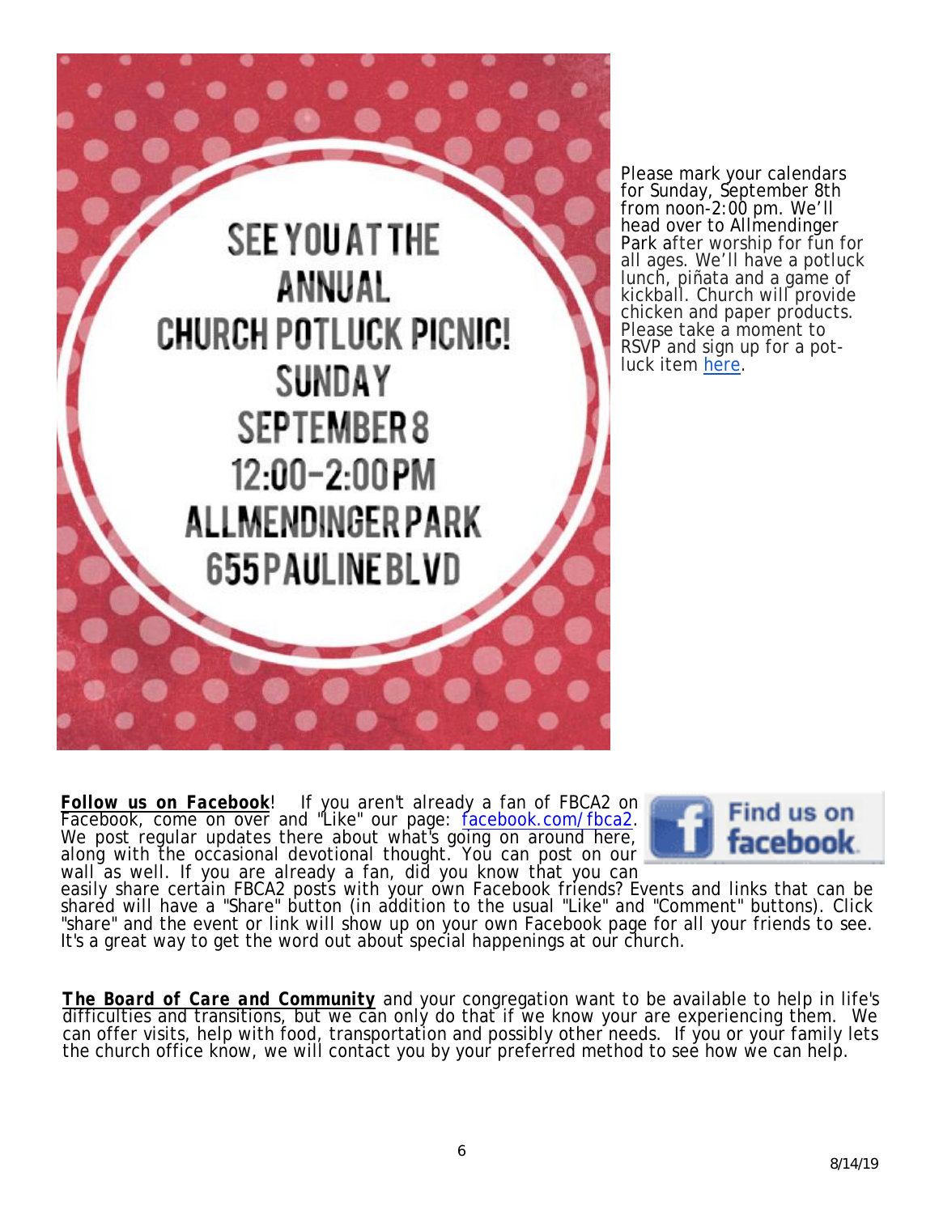SEE YOU AT THE
ANNUAL
CHURCH POTLUCK PICNIC!
SUNDAY
SEPTEMBER 8
12:00-2:00PM
ALLMENDINGER PARK
655 PAULINE BLVD

Please mark your calendars for Sunday, September 8th from noon-2:00 pm. We'll head over to Allmendinger Park after worship for fun for all ages. We'll have a potluck lunch, piñata and a game of kickball. Church will provide chicken and paper products. Please take a moment to RSVP and sign up for a pot-luck item here.

**Follow us on Facebook**! If you aren't already a fan of FBCA2 on Facebook, come on over and "Like" our page: facebook.com/fbca2. We post regular updates there about what's going on around here, along with the occasional devotional thought. You can post on our wall as well. If you are already a fan, did you know that you can easily share certain FBCA2 posts with your own Facebook friends? Events and links that can be shared will have a "Share" button (in addition to the usual "Like" and "Comment" buttons). Click "share" and the event or link will show up on your own Facebook page for all your friends to see. It's a great way to get the word out about special happenings at our church.

Find us on facebook

***The Board of Care and Community*** and your congregation want to be available to help in life's difficulties and transitions, but we can only do that if we know your are experiencing them. We can offer visits, help with food, transportation and possibly other needs. If you or your family lets the church office know, we will contact you by your preferred method to see how we can help.

8/14/19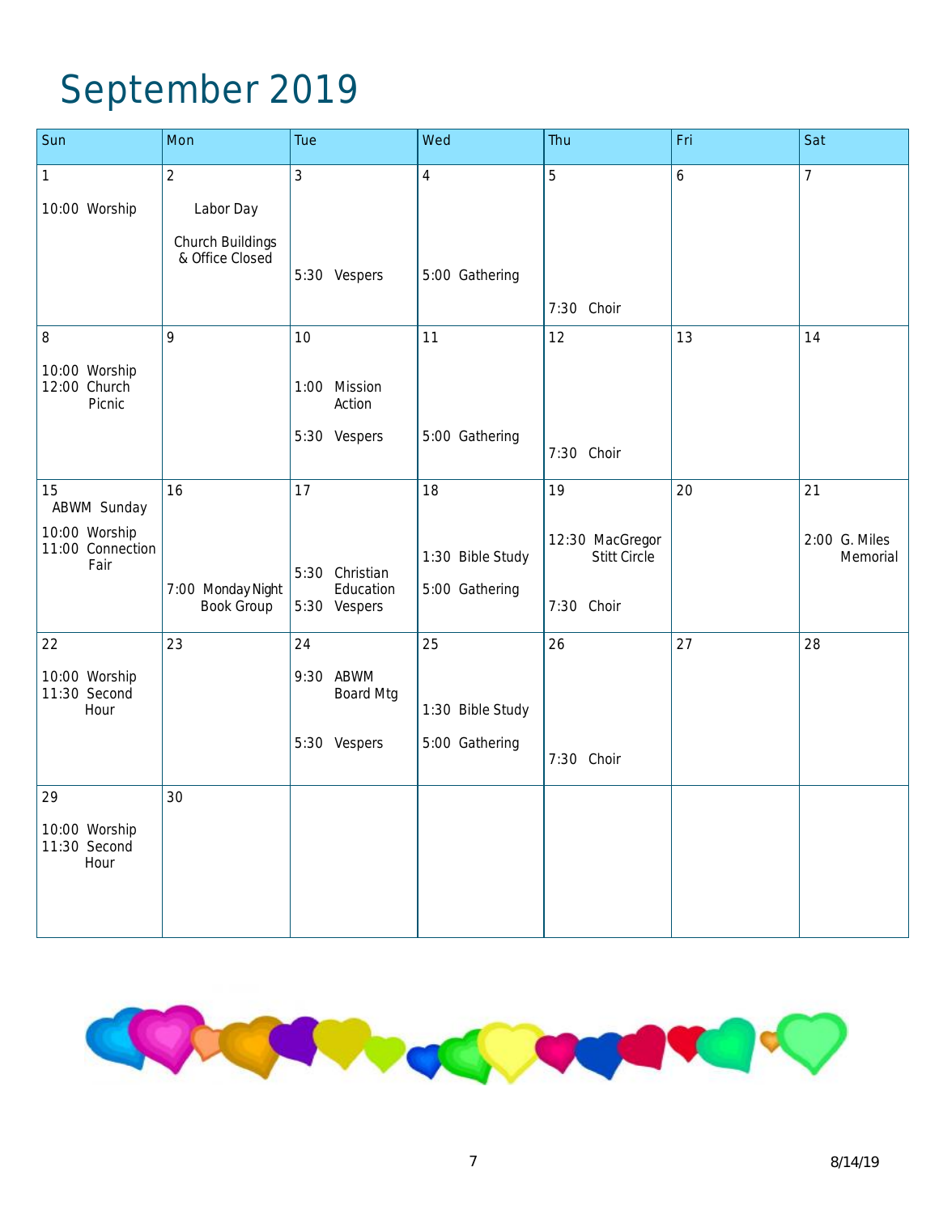# September 2019

| Sun | Mon | Tue | Wed | Thu | Fri | Sat |
|---|---|---|---|---|---|---|
| 1<br>10:00 Worship | 2<br>Labor Day<br>Church Buildings & Office Closed | 3<br>5:30 Vespers | 4<br>5:00 Gathering | 5<br>7:30 Choir | 6 | 7 |
| 8<br>10:00 Worship<br>12:00 Church Picnic | 9 | 10<br>1:00 Mission Action<br>5:30 Vespers | 11<br>5:00 Gathering | 12<br>7:30 Choir | 13 | 14 |
| 15<br>ABWM Sunday<br>10:00 Worship<br>11:00 Connection Fair | 16<br>7:00 Monday Night Book Group | 17<br>5:30 Christian Education<br>5:30 Vespers | 18<br>1:30 Bible Study<br>5:00 Gathering | 19<br>12:30 MacGregor Stitt Circle<br>7:30 Choir | 20 | 21<br>2:00 G. Miles Memorial |
| 22<br>10:00 Worship<br>11:30 Second Hour | 23 | 24<br>9:30 ABWM Board Mtg<br>5:30 Vespers | 25<br>1:30 Bible Study<br>5:00 Gathering | 26<br>7:30 Choir | 27 | 28 |
| 29<br>10:00 Worship<br>11:30 Second Hour | 30 | | | | | |

8/14/19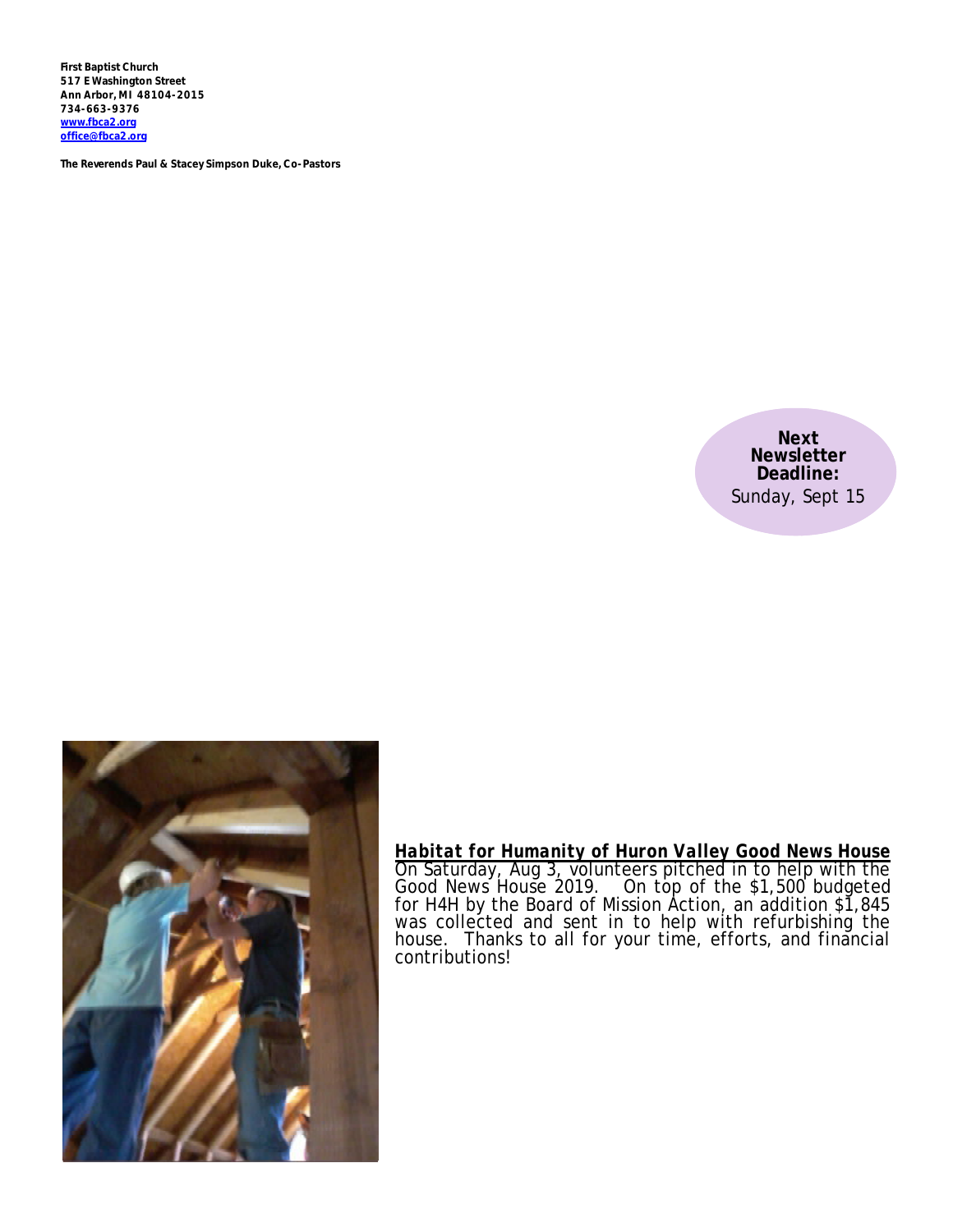**First Baptist Church**
**517 E Washington Street**
**Ann Arbor, MI 48104-2015**
**734-663-9376**
**www.fbca2.org**
**office@fbca2.org**

**The Reverends Paul & Stacey Simpson Duke, Co-Pastors**

**Next Newsletter Deadline:**
Sunday, Sept 15

***Habitat for Humanity of Huron Valley Good News House***

On Saturday, Aug 3, volunteers pitched in to help with the Good News House 2019. On top of the $1,500 budgeted for H4H by the Board of Mission Action, an addition $1,845 was collected and sent in to help with refurbishing the house. Thanks to all for your time, efforts, and financial contributions!